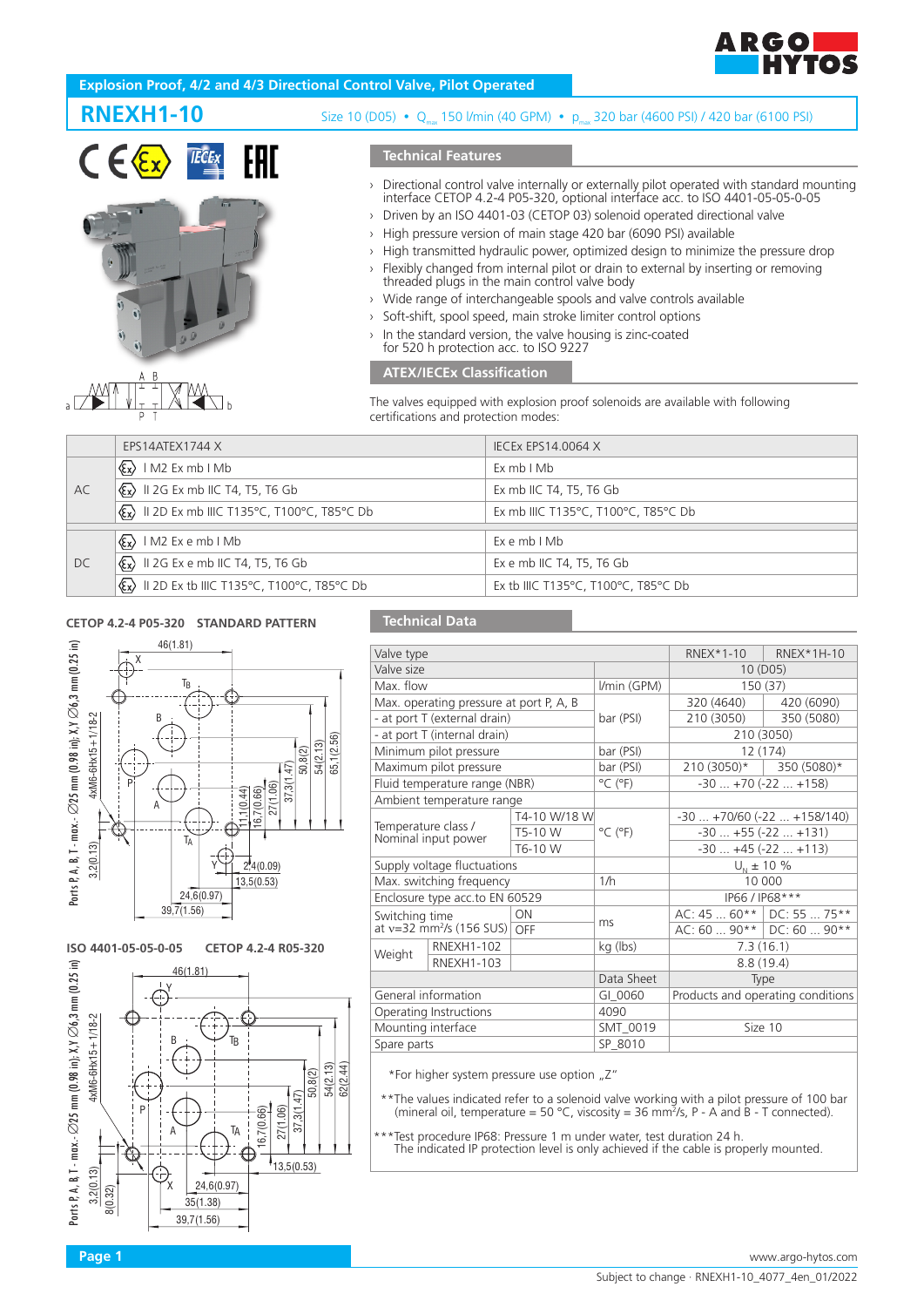# Explosion Proof, 4/2 and 4/3 Directional Control Valve, Pilot Operated

## RNEXH1-10

Size 10 (D05) • $Q_{max}$ 150 l/min (40 GPM) • $p_{max}$ 320 bar (4600 PSI) / 420 bar (6100 PSI)

### Technical Features

- Directional control valve internally or externally pilot operated with standard mounting interface CETOP 4.2-4 P05-320, optional interface acc. to ISO 4401-05-05-0-05
- Driven by an ISO 4401-03 (CETOP 03) solenoid operated directional valve
- High pressure version of main stage 420 bar (6090 PSI) available
- High transmitted hydraulic power, optimized design to minimize the pressure drop
- Flexibly changed from internal pilot or drain to external by inserting or removing threaded plugs in the main control valve body
- Wide range of interchangeable spools and valve controls available
- Soft-shift, spool speed, main stroke limiter control options
- In the standard version, the valve housing is zinc-coated for 520 h protection acc. to ISO 9227

### ATEX/IECEx Classification

The valves equipped with explosion proof solenoids are available with following certifications and protection modes:

| | EPS14ATEX1744 X | IECEx EPS14.0064 X |
|---|---|---|
| AC | Ex I M2 Ex mb I Mb | Ex mb I Mb |
| | Ex II 2G Ex mb IIC T4, T5, T6 Gb | Ex mb IIC T4, T5, T6 Gb |
| | Ex II 2D Ex mb IIIC T135°C, T100°C, T85°C Db | Ex mb IIIC T135°C, T100°C, T85°C Db |
| DC | Ex I M2 Ex e mb I Mb | Ex e mb I Mb |
| | Ex II 2G Ex e mb IIC T4, T5, T6 Gb | Ex e mb IIC T4, T5, T6 Gb |
| | Ex II 2D Ex tb IIIC T135°C, T100°C, T85°C Db | Ex tb IIIC T135°C, T100°C, T85°C Db |

### CETOP 4.2-4 P05-320 STANDARD PATTERN

### ISO 4401-05-05-0-05 CETOP 4.2-4 R05-320

### Technical Data

| | | | RNEX*1-10 | RNEX*1H-10 |
|---|---|---|---|---|
| Valve type | | | RNEX*1-10 | RNEX*1H-10 |
| Valve size | | | 10 (D05) | |
| Max. flow | | l/min (GPM) | 150 (37) | |
| Max. operating pressure at port P, A, B | | bar (PSI) | 320 (4640) | 420 (6090) |
| - at port T (external drain) | | bar (PSI) | 210 (3050) | 350 (5080) |
| - at port T (internal drain) | | bar (PSI) | 210 (3050) | |
| Minimum pilot pressure | | bar (PSI) | 12 (174) | |
| Maximum pilot pressure | | bar (PSI) | 210 (3050)* | 350 (5080)* |
| Fluid temperature range (NBR) | | °C (°F) | -30 ... +70 (-22 ... +158) | |
| Ambient temperature range | | | | |
| Temperature class / Nominal input power | T4-10 W/18 W | °C (°F) | -30 ... +70/60 (-22 ... +158/140) | |
| | T5-10 W | °C (°F) | -30 ... +55 (-22 ... +131) | |
| | T6-10 W | °C (°F) | -30 ... +45 (-22 ... +113) | |
| Supply voltage fluctuations | | | $U_N$ ± 10 % | |
| Max. switching frequency | | 1/h | 10 000 | |
| Enclosure type acc.to EN 60529 | | | IP66 / IP68*** | |
| Switching time at v=32 mm²/s (156 SUS) | ON | ms | AC: 45 ... 60** | DC: 55 ... 75** |
| | OFF | ms | AC: 60 ... 90** | DC: 60 ... 90** |
| Weight | RNEXH1-102 | kg (lbs) | 7.3 (16.1) | |
| | RNEXH1-103 | kg (lbs) | 8.8 (19.4) | |
| | | Data Sheet | Type | |
| General information | | GI_0060 | Products and operating conditions | |
| Operating Instructions | | 4090 | | |
| Mounting interface | | SMT_0019 | Size 10 | |
| Spare parts | | SP_8010 | | |

*For higher system pressure use option „Z"

**The values indicated refer to a solenoid valve working with a pilot pressure of 100 bar (mineral oil, temperature = 50 °C, viscosity = 36 mm²/s, P - A and B - T connected).

***Test procedure IP68: Pressure 1 m under water, test duration 24 h. The indicated IP protection level is only achieved if the cable is properly mounted.

Subject to change · RNEXH1-10_4077_4en_01/2022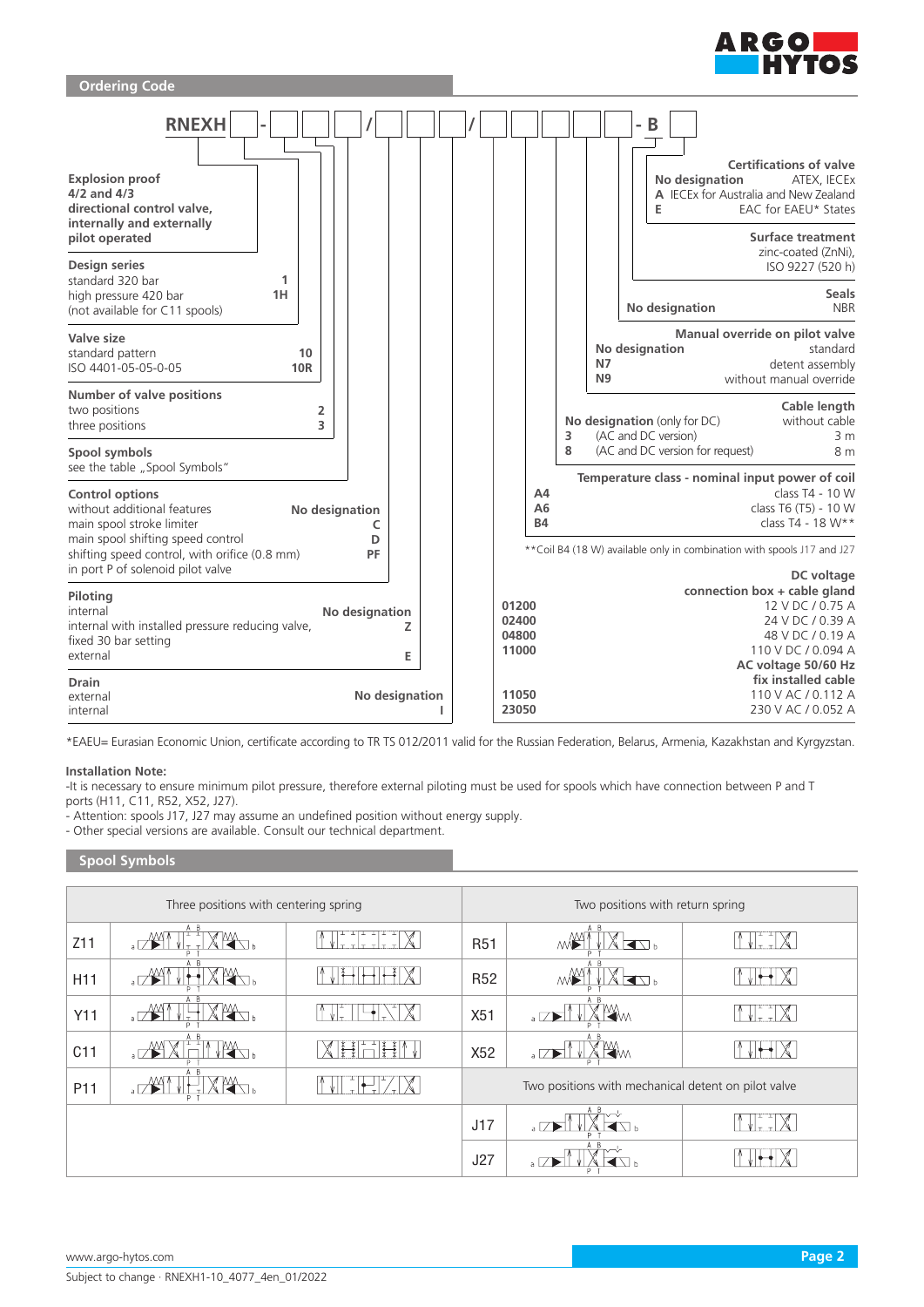## Ordering Code

RNEXH ☐ - ☐ ☐ ☐ / ☐ ☐ ☐ / ☐ ☐ ☐ ☐ - B ☐

**Explosion proof 4/2 and 4/3 directional control valve, internally and externally pilot operated**

**Design series**

| | |
|---|---|
| standard 320 bar | 1 |
| high pressure 420 bar (not available for C11 spools) | 1H |

**Valve size**

| | |
|---|---|
| standard pattern | 10 |
| ISO 4401-05-05-0-05 | 10R |

**Number of valve positions**

| | |
|---|---|
| two positions | 2 |
| three positions | 3 |

**Spool symbols**

see the table „Spool Symbols"

**Control options**

| | |
|---|---|
| without additional features | No designation |
| main spool stroke limiter | C |
| main spool shifting speed control | D |
| shifting speed control, with orifice (0.8 mm) in port P of solenoid pilot valve | PF |

**Piloting**

| | |
|---|---|
| internal | No designation |
| internal with installed pressure reducing valve, fixed 30 bar setting | Z |
| external | E |

**Drain**

| | |
|---|---|
| external | No designation |
| internal | I |

**Certifications of valve**

| | |
|---|---|
| No designation | ATEX, IECEx |
| A | IECEx for Australia and New Zealand |
| E | EAC for EAEU* States |

**Surface treatment**

zinc-coated (ZnNi), ISO 9227 (520 h)

**Seals**

| | |
|---|---|
| No designation | NBR |

**Manual override on pilot valve**

| | |
|---|---|
| No designation | standard |
| N7 | detent assembly |
| N9 | without manual override |

**Cable length**

| | |
|---|---|
| No designation (only for DC) | without cable |
| 3 (AC and DC version) | 3 m |
| 8 (AC and DC version for request) | 8 m |

**Temperature class - nominal input power of coil**

| | |
|---|---|
| A4 | class T4 - 10 W |
| A6 | class T6 (T5) - 10 W |
| B4 | class T4 - 18 W** |

**Coil B4 (18 W) available only in combination with spools J17 and J27

**DC voltage connection box + cable gland**

| | |
|---|---|
| 01200 | 12 V DC / 0.75 A |
| 02400 | 24 V DC / 0.39 A |
| 04800 | 48 V DC / 0.19 A |
| 11000 | 110 V DC / 0.094 A |

**AC voltage 50/60 Hz fix installed cable**

| | |
|---|---|
| 11050 | 110 V AC / 0.112 A |
| 23050 | 230 V AC / 0.052 A |

*EAEU= Eurasian Economic Union, certificate according to TR TS 012/2011 valid for the Russian Federation, Belarus, Armenia, Kazakhstan and Kyrgyzstan.

**Installation Note:**

-It is necessary to ensure minimum pilot pressure, therefore external piloting must be used for spools which have connection between P and T ports (H11, C11, R52, X52, J27).

- Attention: spools J17, J27 may assume an undefined position without energy supply.
- Other special versions are available. Consult our technical department.

## Spool Symbols

| Three positions with centering spring | | | Two positions with return spring | | |
|---|---|---|---|---|---|
| Z11 | | | R51 | | |
| H11 | | | R52 | | |
| Y11 | | | X51 | | |
| C11 | | | X52 | | |
| P11 | | | Two positions with mechanical detent on pilot valve | | |
| | | | J17 | | |
| | | | J27 | | |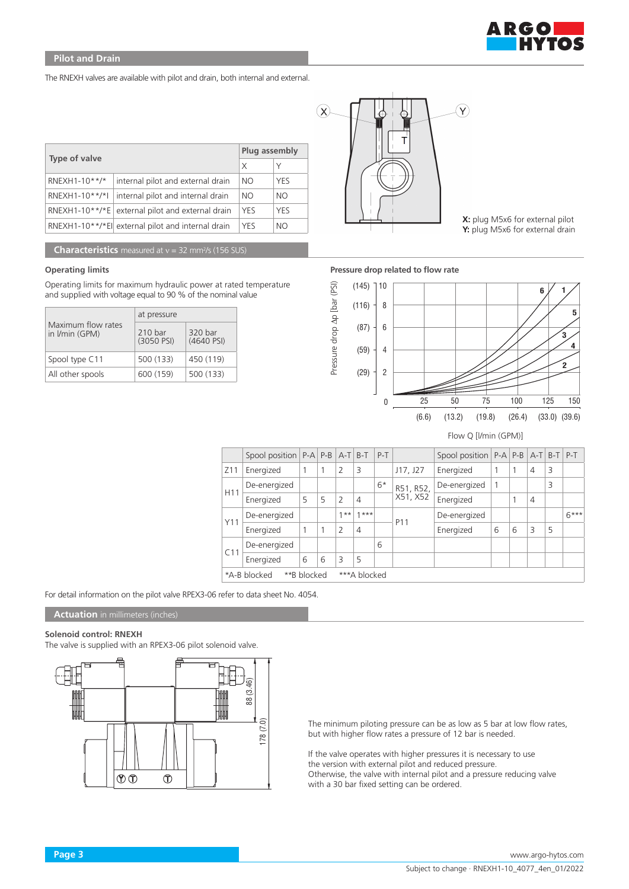## Pilot and Drain

The RNEXH valves are available with pilot and drain, both internal and external.

| Type of valve | | Plug assembly | |
|---|---|---|---|
| | | X | Y |
| RNEXH1-10**/* | internal pilot and external drain | NO | YES |
| RNEXH1-10**/*I | internal pilot and internal drain | NO | NO |
| RNEXH1-10**/*E | external pilot and external drain | YES | YES |
| RNEXH1-10**/*EI | external pilot and internal drain | YES | NO |

**X:** plug M5x6 for external pilot
**Y:** plug M5x6 for external drain

## Characteristics measured at ν = 32 mm²/s (156 SUS)

### Operating limits

Operating limits for maximum hydraulic power at rated temperature and supplied with voltage equal to 90 % of the nominal value

| Maximum flow rates in l/min (GPM) | at pressure | |
|---|---|---|
| | 210 bar (3050 PSI) | 320 bar (4640 PSI) |
| Spool type C11 | 500 (133) | 450 (119) |
| All other spools | 600 (159) | 500 (133) |

### Pressure drop related to flow rate

Pressure drop Δp [bar (PSI)]

Flow Q [l/min (GPM)]

| | Spool position | P-A | P-B | A-T | B-T | P-T | | Spool position | P-A | P-B | A-T | B-T | P-T |
|---|---|---|---|---|---|---|---|---|---|---|---|---|---|
| Z11 | Energized | 1 | 1 | 2 | 3 | | J17, J27 | Energized | 1 | 1 | 4 | 3 | |
| H11 | De-energized | | | | | 6* | R51, R52, X51, X52 | De-energized | 1 | | | 3 | |
| | Energized | 5 | 5 | 2 | 4 | | | Energized | | 1 | 4 | | |
| Y11 | De-energized | | | 1** | 1*** | | P11 | De-energized | | | | | 6*** |
| | Energized | 1 | 1 | 2 | 4 | | | Energized | 6 | 6 | 3 | 5 | |
| C11 | De-energized | | | | | 6 | | | | | | | |
| | Energized | 6 | 6 | 3 | 5 | | | | | | | | |

*A-B blocked **B blocked ***A blocked

For detail information on the pilot valve RPEX3-06 refer to data sheet No. 4054.

## Actuation in millimeters (inches)

**Solenoid control: RNEXH**

The valve is supplied with an RPEX3-06 pilot solenoid valve.

88 (3.46)

178 (7.0)

The minimum piloting pressure can be as low as 5 bar at low flow rates, but with higher flow rates a pressure of 12 bar is needed.

If the valve operates with higher pressures it is necessary to use the version with external pilot and reduced pressure.
Otherwise, the valve with internal pilot and a pressure reducing valve with a 30 bar fixed setting can be ordered.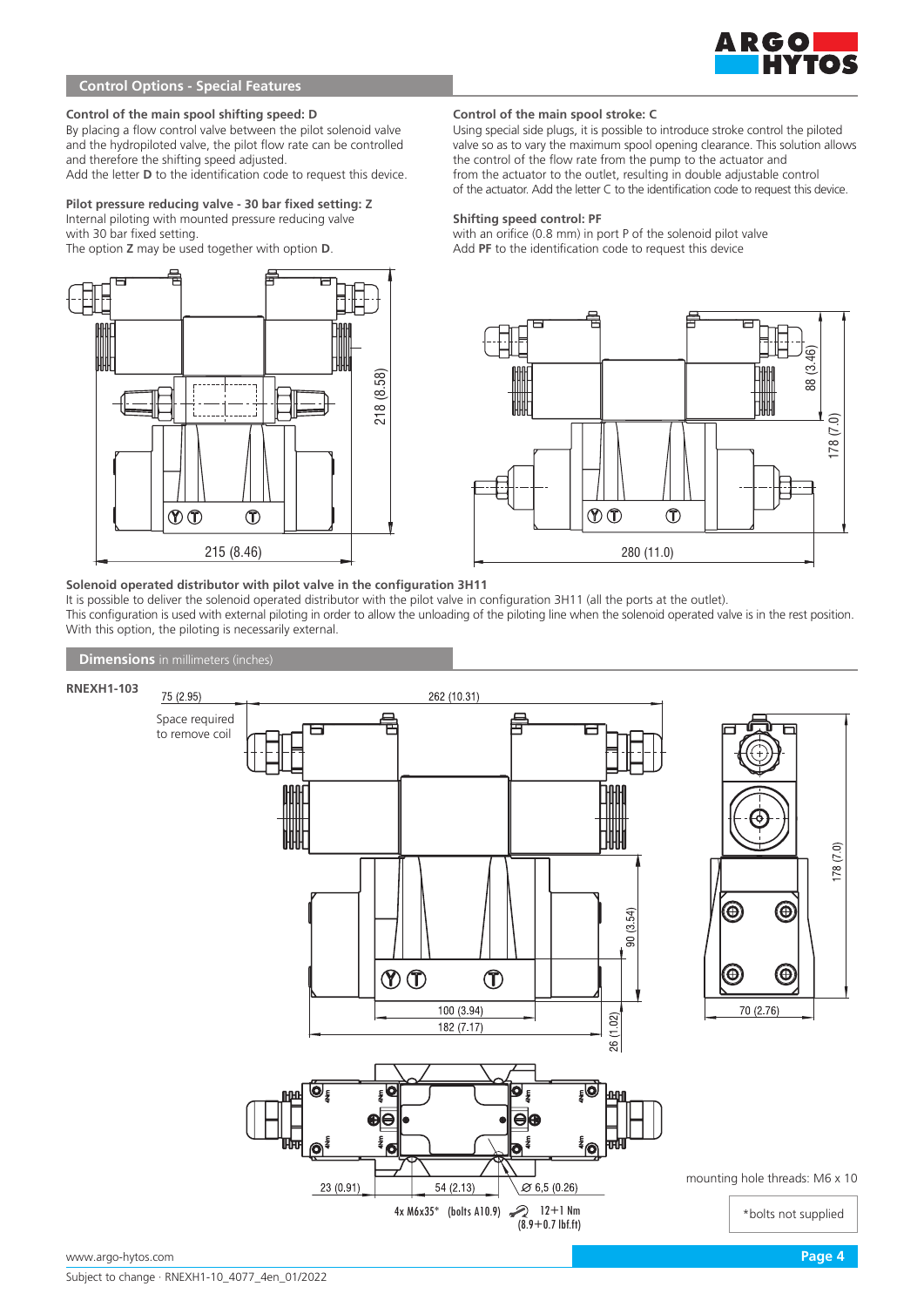## Control Options - Special Features

### Control of the main spool shifting speed: D

By placing a flow control valve between the pilot solenoid valve and the hydropiloted valve, the pilot flow rate can be controlled and therefore the shifting speed adjusted.
Add the letter **D** to the identification code to request this device.

### Pilot pressure reducing valve - 30 bar fixed setting: Z

Internal piloting with mounted pressure reducing valve with 30 bar fixed setting.
The option **Z** may be used together with option **D**.

218 (8.58)

215 (8.46)

### Control of the main spool stroke: C

Using special side plugs, it is possible to introduce stroke control the piloted valve so as to vary the maximum spool opening clearance. This solution allows the control of the flow rate from the pump to the actuator and from the actuator to the outlet, resulting in double adjustable control of the actuator. Add the letter C to the identification code to request this device.

### Shifting speed control: PF

with an orifice (0.8 mm) in port P of the solenoid pilot valve
Add **PF** to the identification code to request this device

88 (3.46)

178 (7.0)

280 (11.0)

### Solenoid operated distributor with pilot valve in the configuration 3H11

It is possible to deliver the solenoid operated distributor with the pilot valve in configuration 3H11 (all the ports at the outlet).
This configuration is used with external piloting in order to allow the unloading of the piloting line when the solenoid operated valve is in the rest position. With this option, the piloting is necessarily external.

## Dimensions in millimeters (inches)

**RNEXH1-103**

75 (2.95)

Space required to remove coil

262 (10.31)

90 (3.54)

100 (3.94)

182 (7.17)

26 (1.02)

178 (7.0)

70 (2.76)

23 (0.91)

54 (2.13)

Ø 6,5 (0.26)

4x M6x35* (bolts A10.9) 12+1 Nm (8.9+0.7 lbf.ft)

mounting hole threads: M6 x 10

*bolts not supplied